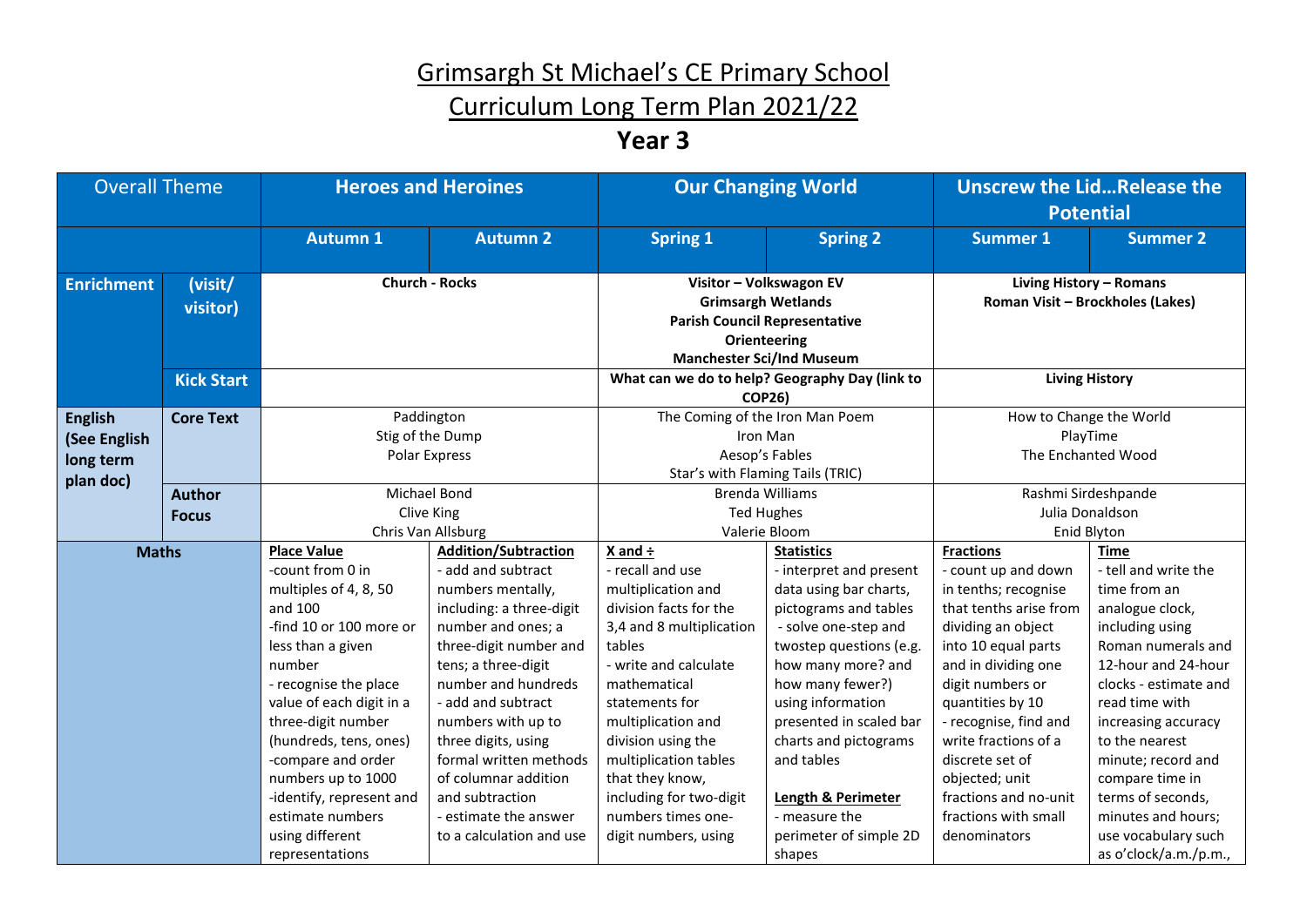# Grimsargh St Michael's CE Primary School

# Curriculum Long Term Plan 2021/22

## Year 3

| Overall Theme | | Heroes and Heroines | | Our Changing World | | Unscrew the Lid…Release the Potential | |
|---|---|---|---|---|---|---|---|
| | | **Autumn 1** | **Autumn 2** | **Spring 1** | **Spring 2** | **Summer 1** | **Summer 2** |
| **Enrichment** | **(visit/ visitor)** | **Church - Rocks** | | **Visitor – Volkswagon EV**<br>**Grimsargh Wetlands**<br>**Parish Council Representative**<br>**Orienteering**<br>**Manchester Sci/Ind Museum** | | **Living History – Romans**<br>**Roman Visit – Brockholes (Lakes)** | |
| | **Kick Start** | | | **What can we do to help? Geography Day (link to COP26)** | | **Living History** | |
| **English (See English long term plan doc)** | **Core Text** | Paddington<br>Stig of the Dump<br>Polar Express | | The Coming of the Iron Man Poem<br>Iron Man<br>Aesop's Fables<br>Star's with Flaming Tails (TRIC) | | How to Change the World<br>PlayTime<br>The Enchanted Wood | |
| | **Author Focus** | Michael Bond<br>Clive King<br>Chris Van Allsburg | | Brenda Williams<br>Ted Hughes<br>Valerie Bloom | | Rashmi Sirdeshpande<br>Julia Donaldson<br>Enid Blyton | |
| **Maths** | | **Place Value**<br>-count from 0 in multiples of 4, 8, 50 and 100<br>-find 10 or 100 more or less than a given number<br>- recognise the place value of each digit in a three-digit number (hundreds, tens, ones)<br>-compare and order numbers up to 1000<br>-identify, represent and estimate numbers using different representations | **Addition/Subtraction**<br>- add and subtract numbers mentally, including: a three-digit number and ones; a three-digit number and tens; a three-digit number and hundreds<br>- add and subtract numbers with up to three digits, using formal written methods of columnar addition and subtraction<br>- estimate the answer to a calculation and use | **X and ÷**<br>- recall and use multiplication and division facts for the 3,4 and 8 multiplication tables<br>- write and calculate mathematical statements for multiplication and division using the multiplication tables that they know, including for two-digit numbers times one-digit numbers, using | **Statistics**<br>- interpret and present data using bar charts, pictograms and tables<br>- solve one-step and twostep questions (e.g. how many more? and how many fewer?) using information presented in scaled bar charts and pictograms and tables<br><br>**Length & Perimeter**<br>- measure the perimeter of simple 2D shapes | **Fractions**<br>- count up and down in tenths; recognise that tenths arise from dividing an object into 10 equal parts and in dividing one digit numbers or quantities by 10<br>- recognise, find and write fractions of a discrete set of objected; unit fractions and no-unit fractions with small denominators | **Time**<br>- tell and write the time from an analogue clock, including using Roman numerals and 12-hour and 24-hour clocks - estimate and read time with increasing accuracy to the nearest minute; record and compare time in terms of seconds, minutes and hours; use vocabulary such as o'clock/a.m./p.m., |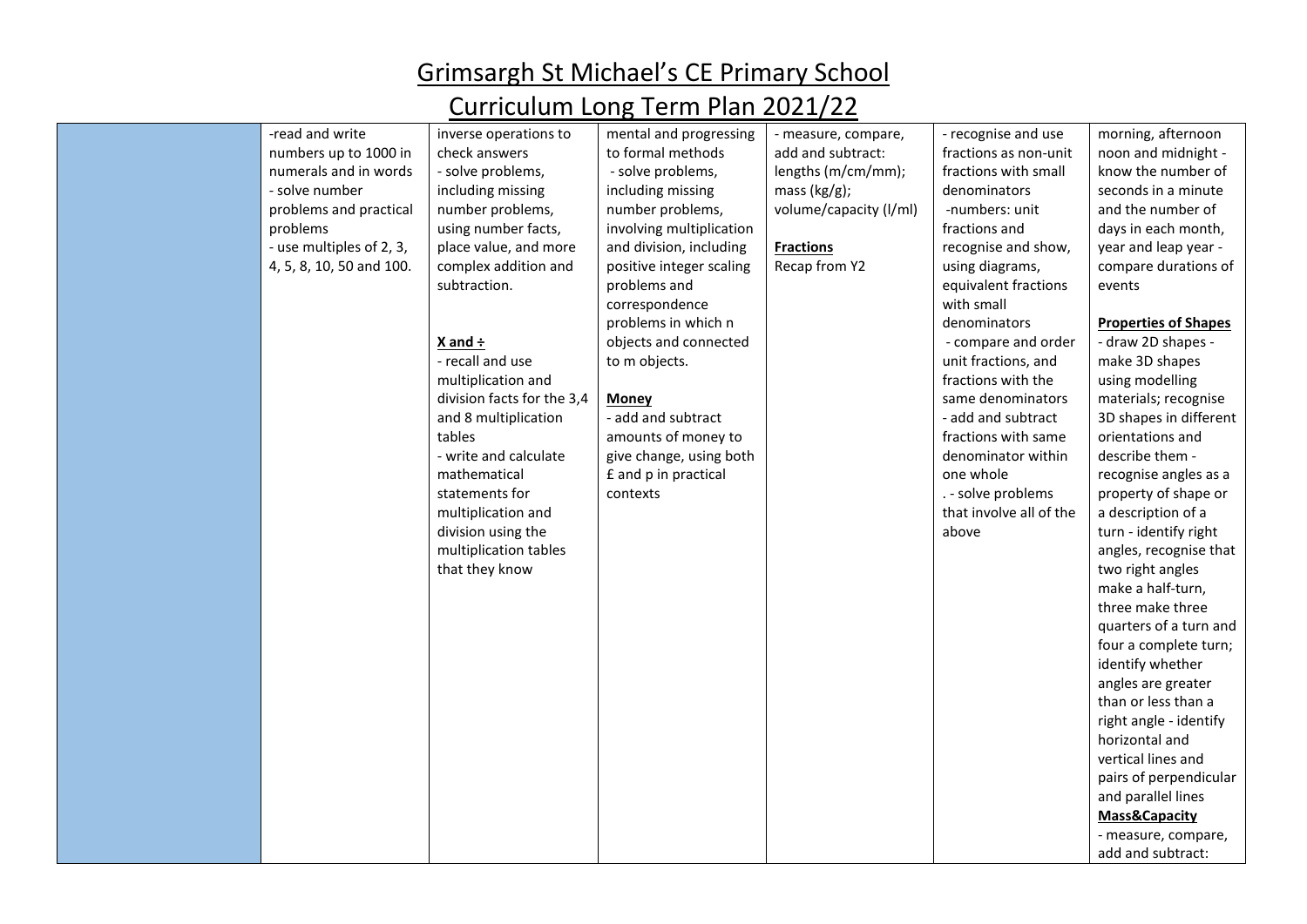# Grimsargh St Michael's CE Primary School

## Curriculum Long Term Plan 2021/22

| | | | | | | |
|---|---|---|---|---|---|---|
| | -read and write numbers up to 1000 in numerals and in words<br>- solve number problems and practical problems<br>- use multiples of 2, 3, 4, 5, 8, 10, 50 and 100. | inverse operations to check answers<br>- solve problems, including missing number problems, using number facts, place value, and more complex addition and subtraction.<br><br>**X and ÷**<br>- recall and use multiplication and division facts for the 3,4 and 8 multiplication tables<br>- write and calculate mathematical statements for multiplication and division using the multiplication tables that they know | mental and progressing to formal methods<br>- solve problems, including missing number problems, involving multiplication and division, including positive integer scaling problems and correspondence problems in which n objects and connected to m objects.<br><br>**Money**<br>- add and subtract amounts of money to give change, using both £ and p in practical contexts | - measure, compare, add and subtract: lengths (m/cm/mm); mass (kg/g); volume/capacity (l/ml)<br><br>**Fractions**<br>Recap from Y2 | - recognise and use fractions as non-unit fractions with small denominators<br>-numbers: unit fractions and recognise and show, using diagrams, equivalent fractions with small denominators<br>- compare and order unit fractions, and fractions with the same denominators<br>- add and subtract fractions with same denominator within one whole<br>. - solve problems that involve all of the above | morning, afternoon noon and midnight - know the number of seconds in a minute and the number of days in each month, year and leap year - compare durations of events<br><br>**Properties of Shapes**<br>- draw 2D shapes - make 3D shapes using modelling materials; recognise 3D shapes in different orientations and describe them - recognise angles as a property of shape or a description of a turn - identify right angles, recognise that two right angles make a half-turn, three make three quarters of a turn and four a complete turn; identify whether angles are greater than or less than a right angle - identify horizontal and vertical lines and pairs of perpendicular and parallel lines<br>**Mass&Capacity**<br>- measure, compare, add and subtract: |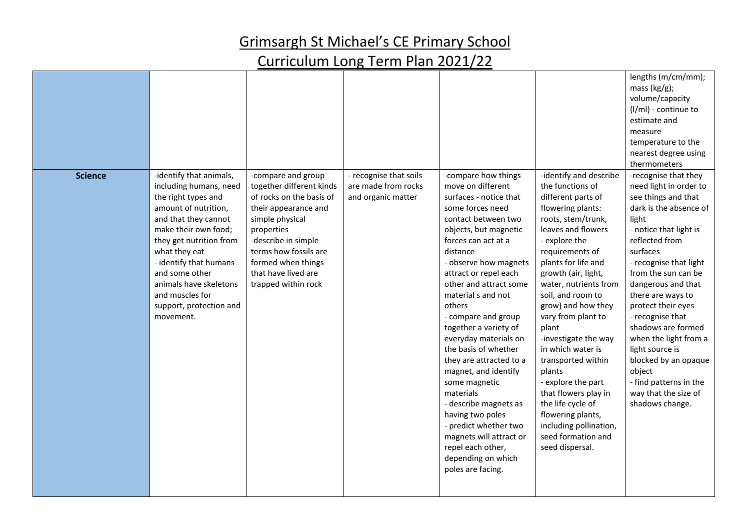# Grimsargh St Michael's CE Primary School

## Curriculum Long Term Plan 2021/22

| | | | | | | |
|---|---|---|---|---|---|---|
| | | | | | | lengths (m/cm/mm); mass (kg/g); volume/capacity (l/ml) - continue to estimate and measure temperature to the nearest degree using thermometers |
| **Science** | -identify that animals, including humans, need the right types and amount of nutrition, and that they cannot make their own food; they get nutrition from what they eat<br>- identify that humans and some other animals have skeletons and muscles for support, protection and movement. | -compare and group together different kinds of rocks on the basis of their appearance and simple physical properties<br>-describe in simple terms how fossils are formed when things that have lived are trapped within rock | - recognise that soils are made from rocks and organic matter | -compare how things move on different surfaces - notice that some forces need contact between two objects, but magnetic forces can act at a distance<br>- observe how magnets attract or repel each other and attract some material s and not others<br>- compare and group together a variety of everyday materials on the basis of whether they are attracted to a magnet, and identify some magnetic materials<br>- describe magnets as having two poles<br>- predict whether two magnets will attract or repel each other, depending on which poles are facing. | -identify and describe the functions of different parts of flowering plants: roots, stem/trunk, leaves and flowers<br>- explore the requirements of plants for life and growth (air, light, water, nutrients from soil, and room to grow) and how they vary from plant to plant<br>-investigate the way in which water is transported within plants<br>- explore the part that flowers play in the life cycle of flowering plants, including pollination, seed formation and seed dispersal. | -recognise that they need light in order to see things and that dark is the absence of light<br>- notice that light is reflected from surfaces<br>- recognise that light from the sun can be dangerous and that there are ways to protect their eyes<br>- recognise that shadows are formed when the light from a light source is blocked by an opaque object<br>- find patterns in the way that the size of shadows change. |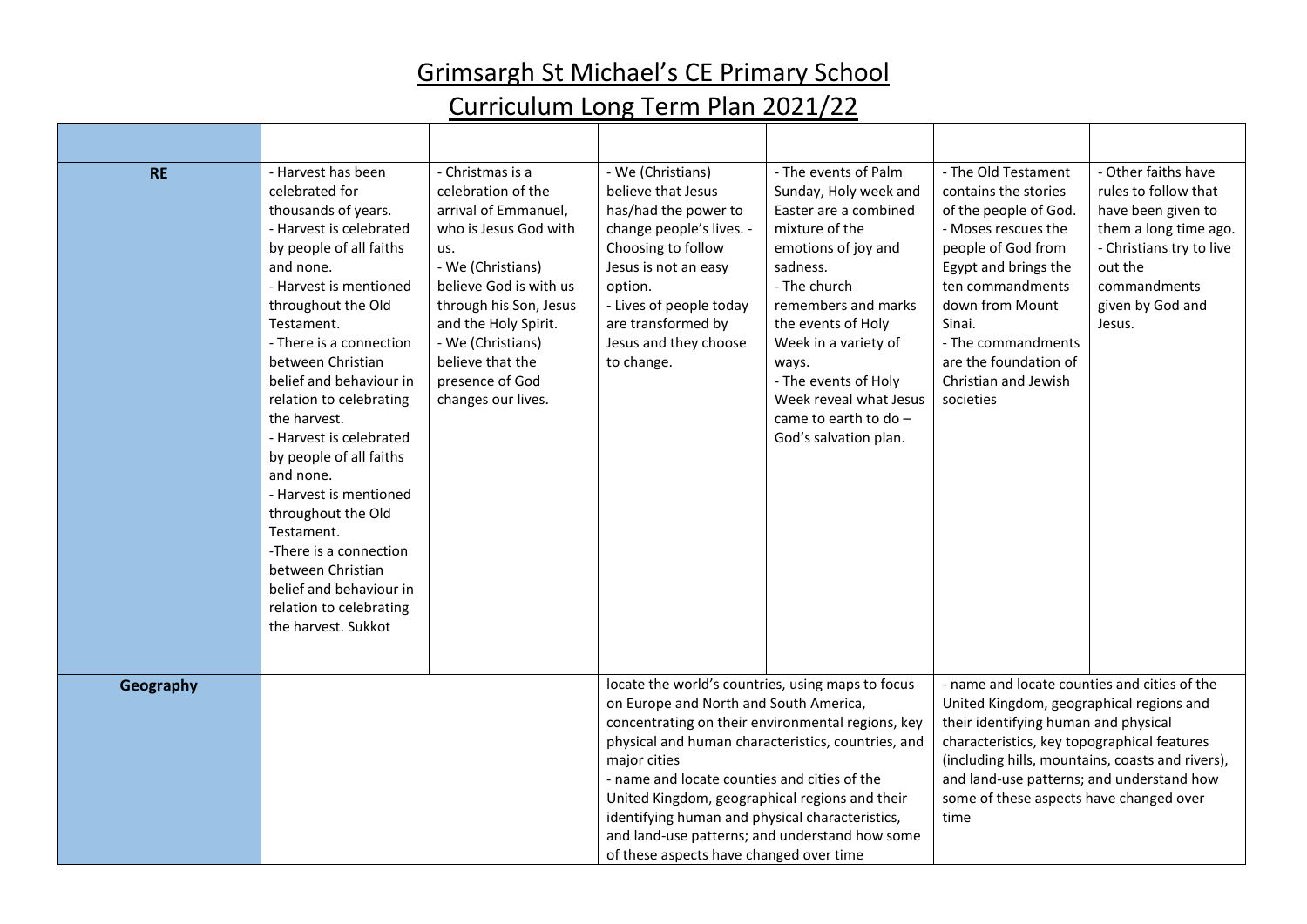# Grimsargh St Michael's CE Primary School

# Curriculum Long Term Plan 2021/22

| | | | | | | |
|---|---|---|---|---|---|---|
| **RE** | - Harvest has been celebrated for thousands of years.<br>- Harvest is celebrated by people of all faiths and none.<br>- Harvest is mentioned throughout the Old Testament.<br>- There is a connection between Christian belief and behaviour in relation to celebrating the harvest.<br>- Harvest is celebrated by people of all faiths and none.<br>- Harvest is mentioned throughout the Old Testament.<br>-There is a connection between Christian belief and behaviour in relation to celebrating the harvest. Sukkot | - Christmas is a celebration of the arrival of Emmanuel, who is Jesus God with us.<br>- We (Christians) believe God is with us through his Son, Jesus and the Holy Spirit.<br>- We (Christians) believe that the presence of God changes our lives. | - We (Christians) believe that Jesus has/had the power to change people's lives. - Choosing to follow Jesus is not an easy option.<br>- Lives of people today are transformed by Jesus and they choose to change. | - The events of Palm Sunday, Holy week and Easter are a combined mixture of the emotions of joy and sadness.<br>- The church remembers and marks the events of Holy Week in a variety of ways.<br>- The events of Holy Week reveal what Jesus came to earth to do – God's salvation plan. | - The Old Testament contains the stories of the people of God.<br>- Moses rescues the people of God from Egypt and brings the ten commandments down from Mount Sinai.<br>- The commandments are the foundation of Christian and Jewish societies | - Other faiths have rules to follow that have been given to them a long time ago.<br>- Christians try to live out the commandments given by God and Jesus. |
| **Geography** | | | locate the world's countries, using maps to focus on Europe and North and South America, concentrating on their environmental regions, key physical and human characteristics, countries, and major cities<br>- name and locate counties and cities of the United Kingdom, geographical regions and their identifying human and physical characteristics, and land-use patterns; and understand how some of these aspects have changed over time | | - name and locate counties and cities of the United Kingdom, geographical regions and their identifying human and physical characteristics, key topographical features (including hills, mountains, coasts and rivers), and land-use patterns; and understand how some of these aspects have changed over time | |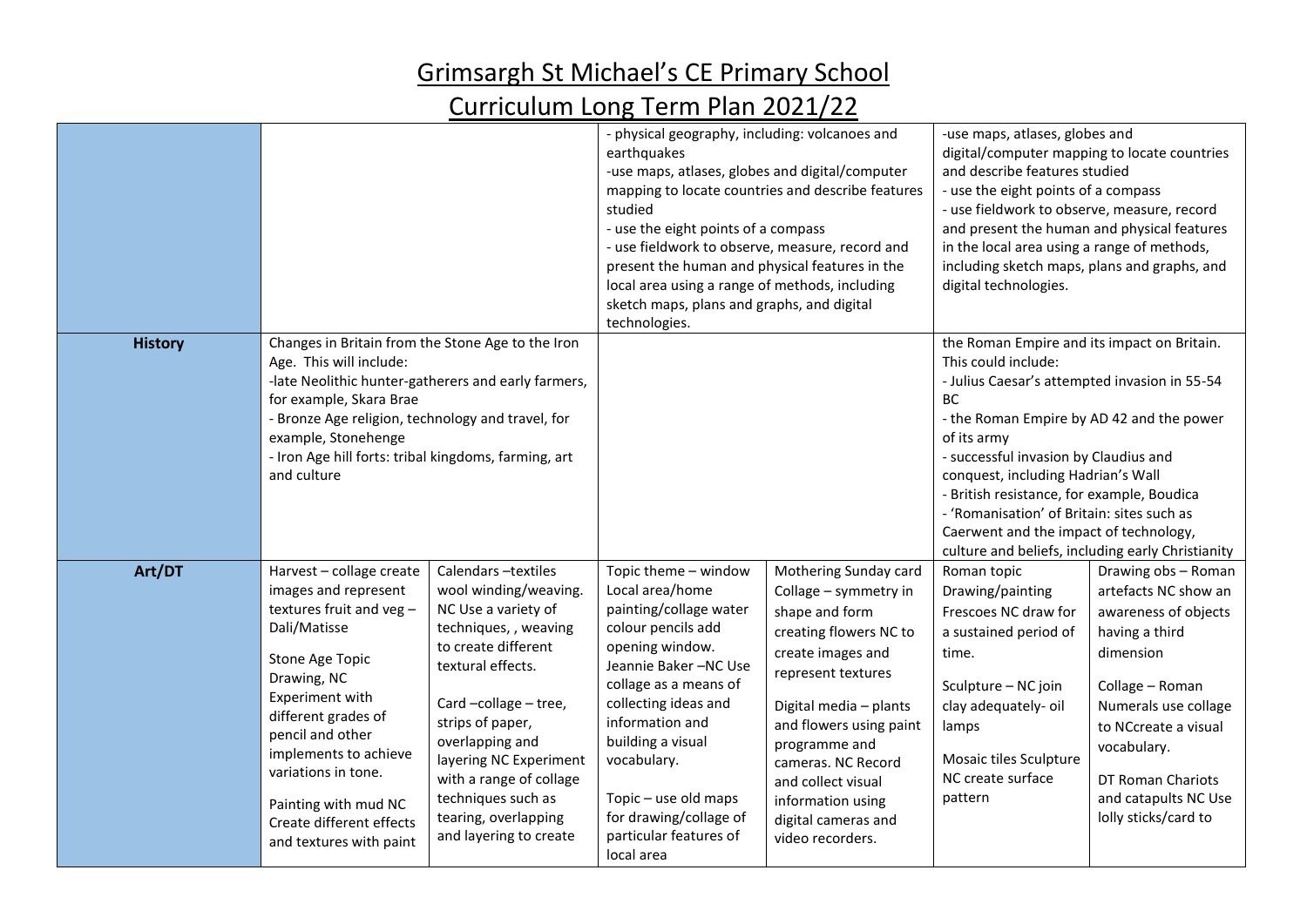# Grimsargh St Michael's CE Primary School

## Curriculum Long Term Plan 2021/22

| | | | | | | |
|---|---|---|---|---|---|---|
| | | | - physical geography, including: volcanoes and earthquakes<br>-use maps, atlases, globes and digital/computer mapping to locate countries and describe features studied<br>- use the eight points of a compass<br>- use fieldwork to observe, measure, record and present the human and physical features in the local area using a range of methods, including sketch maps, plans and graphs, and digital technologies. | | -use maps, atlases, globes and digital/computer mapping to locate countries and describe features studied<br>- use the eight points of a compass<br>- use fieldwork to observe, measure, record and present the human and physical features in the local area using a range of methods, including sketch maps, plans and graphs, and digital technologies. | |
| **History** | Changes in Britain from the Stone Age to the Iron Age. This will include:<br>-late Neolithic hunter-gatherers and early farmers, for example, Skara Brae<br>- Bronze Age religion, technology and travel, for example, Stonehenge<br>- Iron Age hill forts: tribal kingdoms, farming, art and culture | | | | the Roman Empire and its impact on Britain. This could include:<br>- Julius Caesar's attempted invasion in 55-54 BC<br>- the Roman Empire by AD 42 and the power of its army<br>- successful invasion by Claudius and conquest, including Hadrian's Wall<br>- British resistance, for example, Boudica<br>- 'Romanisation' of Britain: sites such as Caerwent and the impact of technology, culture and beliefs, including early Christianity | |
| **Art/DT** | Harvest – collage create images and represent textures fruit and veg – Dali/Matisse<br><br>Stone Age Topic Drawing, NC Experiment with different grades of pencil and other implements to achieve variations in tone.<br><br>Painting with mud NC Create different effects and textures with paint | Calendars –textiles wool winding/weaving. NC Use a variety of techniques, , weaving to create different textural effects.<br><br>Card –collage – tree, strips of paper, overlapping and layering NC Experiment with a range of collage techniques such as tearing, overlapping and layering to create | Topic theme – window Local area/home painting/collage water colour pencils add opening window. Jeannie Baker –NC Use collage as a means of collecting ideas and information and building a visual vocabulary.<br><br>Topic – use old maps for drawing/collage of particular features of local area | Mothering Sunday card Collage – symmetry in shape and form creating flowers NC to create images and represent textures<br><br>Digital media – plants and flowers using paint programme and cameras. NC Record and collect visual information using digital cameras and video recorders. | Roman topic Drawing/painting Frescoes NC draw for a sustained period of time.<br><br>Sculpture – NC join clay adequately- oil lamps<br><br>Mosaic tiles Sculpture NC create surface pattern | Drawing obs – Roman artefacts NC show an awareness of objects having a third dimension<br><br>Collage – Roman Numerals use collage to NCcreate a visual vocabulary.<br><br>DT Roman Chariots and catapults NC Use lolly sticks/card to |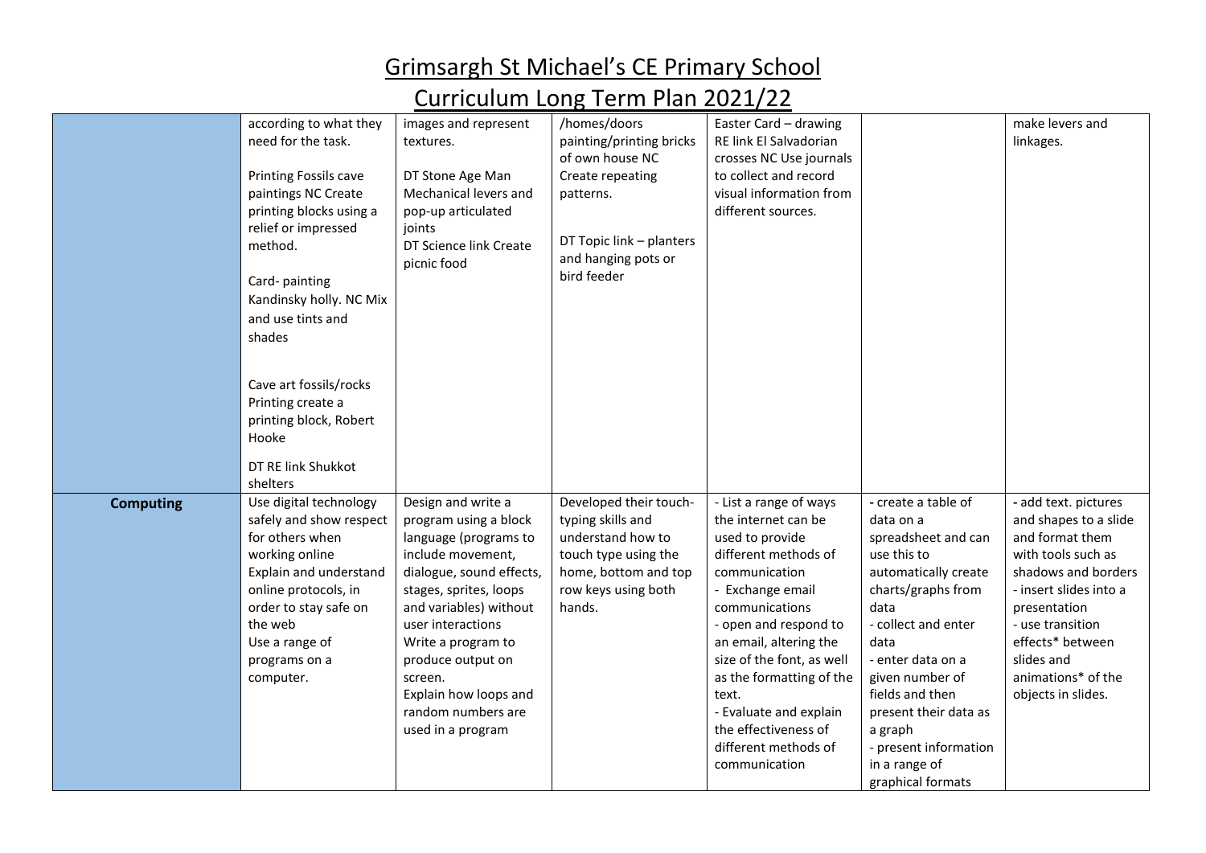# Grimsargh St Michael's CE Primary School

## Curriculum Long Term Plan 2021/22

| | | | | | | |
|---|---|---|---|---|---|---|
| | according to what they need for the task.<br><br>Printing Fossils cave paintings NC Create printing blocks using a relief or impressed method.<br><br>Card- painting Kandinsky holly. NC Mix and use tints and shades<br><br>Cave art fossils/rocks Printing create a printing block, Robert Hooke<br><br>DT RE link Shukkot shelters | images and represent textures.<br><br>DT Stone Age Man Mechanical levers and pop-up articulated joints<br>DT Science link Create picnic food | /homes/doors painting/printing bricks of own house NC Create repeating patterns.<br><br>DT Topic link – planters and hanging pots or bird feeder | Easter Card – drawing RE link El Salvadorian crosses NC Use journals to collect and record visual information from different sources. | | make levers and linkages. |
| **Computing** | Use digital technology safely and show respect for others when working online<br>Explain and understand online protocols, in order to stay safe on the web<br>Use a range of programs on a computer. | Design and write a program using a block language (programs to include movement, dialogue, sound effects, stages, sprites, loops and variables) without user interactions<br>Write a program to produce output on screen.<br>Explain how loops and random numbers are used in a program | Developed their touch-typing skills and understand how to touch type using the home, bottom and top row keys using both hands. | - List a range of ways the internet can be used to provide different methods of communication<br>- Exchange email communications<br>- open and respond to an email, altering the size of the font, as well as the formatting of the text.<br>- Evaluate and explain the effectiveness of different methods of communication | - create a table of data on a spreadsheet and can use this to automatically create charts/graphs from data<br>- collect and enter data<br>- enter data on a given number of fields and then present their data as a graph<br>- present information in a range of graphical formats | - add text. pictures and shapes to a slide and format them with tools such as shadows and borders<br>- insert slides into a presentation<br>- use transition effects* between slides and animations* of the objects in slides. |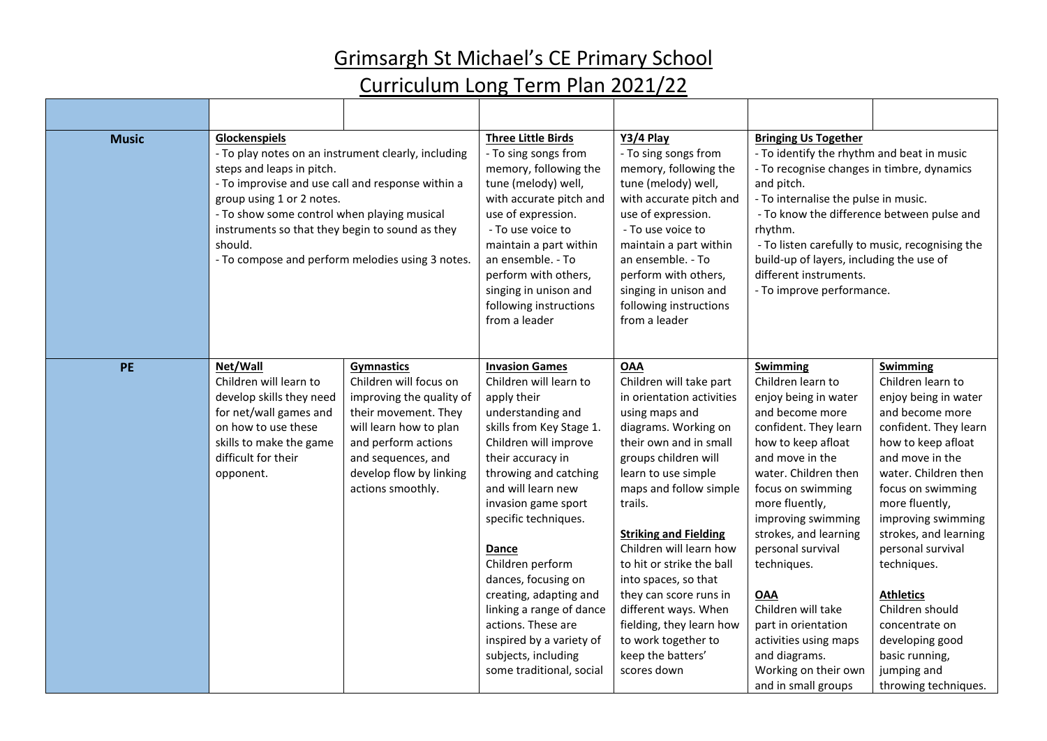# Grimsargh St Michael's CE Primary School

## Curriculum Long Term Plan 2021/22

| | | | | | | |
|---|---|---|---|---|---|---|
| **Music** | **Glockenspiels**<br>- To play notes on an instrument clearly, including steps and leaps in pitch.<br>- To improvise and use call and response within a group using 1 or 2 notes.<br>- To show some control when playing musical instruments so that they begin to sound as they should.<br>- To compose and perform melodies using 3 notes. | | **Three Little Birds**<br>- To sing songs from memory, following the tune (melody) well, with accurate pitch and use of expression.<br>- To use voice to maintain a part within an ensemble. - To perform with others, singing in unison and following instructions from a leader | **Y3/4 Play**<br>- To sing songs from memory, following the tune (melody) well, with accurate pitch and use of expression.<br>- To use voice to maintain a part within an ensemble. - To perform with others, singing in unison and following instructions from a leader | **Bringing Us Together**<br>- To identify the rhythm and beat in music<br>- To recognise changes in timbre, dynamics and pitch.<br>- To internalise the pulse in music.<br>- To know the difference between pulse and rhythm.<br>- To listen carefully to music, recognising the build-up of layers, including the use of different instruments.<br>- To improve performance. | |
| **PE** | **Net/Wall**<br>Children will learn to develop skills they need for net/wall games and on how to use these skills to make the game difficult for their opponent. | **Gymnastics**<br>Children will focus on improving the quality of their movement. They will learn how to plan and perform actions and sequences, and develop flow by linking actions smoothly. | **Invasion Games**<br>Children will learn to apply their understanding and skills from Key Stage 1. Children will improve their accuracy in throwing and catching and will learn new invasion game sport specific techniques.<br><br>**Dance**<br>Children perform dances, focusing on creating, adapting and linking a range of dance actions. These are inspired by a variety of subjects, including some traditional, social | **OAA**<br>Children will take part in orientation activities using maps and diagrams. Working on their own and in small groups children will learn to use simple maps and follow simple trails.<br><br>**Striking and Fielding**<br>Children will learn how to hit or strike the ball into spaces, so that they can score runs in different ways. When fielding, they learn how to work together to keep the batters' scores down | **Swimming**<br>Children learn to enjoy being in water and become more confident. They learn how to keep afloat and move in the water. Children then focus on swimming more fluently, improving swimming strokes, and learning personal survival techniques.<br><br>**OAA**<br>Children will take part in orientation activities using maps and diagrams. Working on their own and in small groups | **Swimming**<br>Children learn to enjoy being in water and become more confident. They learn how to keep afloat and move in the water. Children then focus on swimming more fluently, improving swimming strokes, and learning personal survival techniques.<br><br>**Athletics**<br>Children should concentrate on developing good basic running, jumping and throwing techniques. |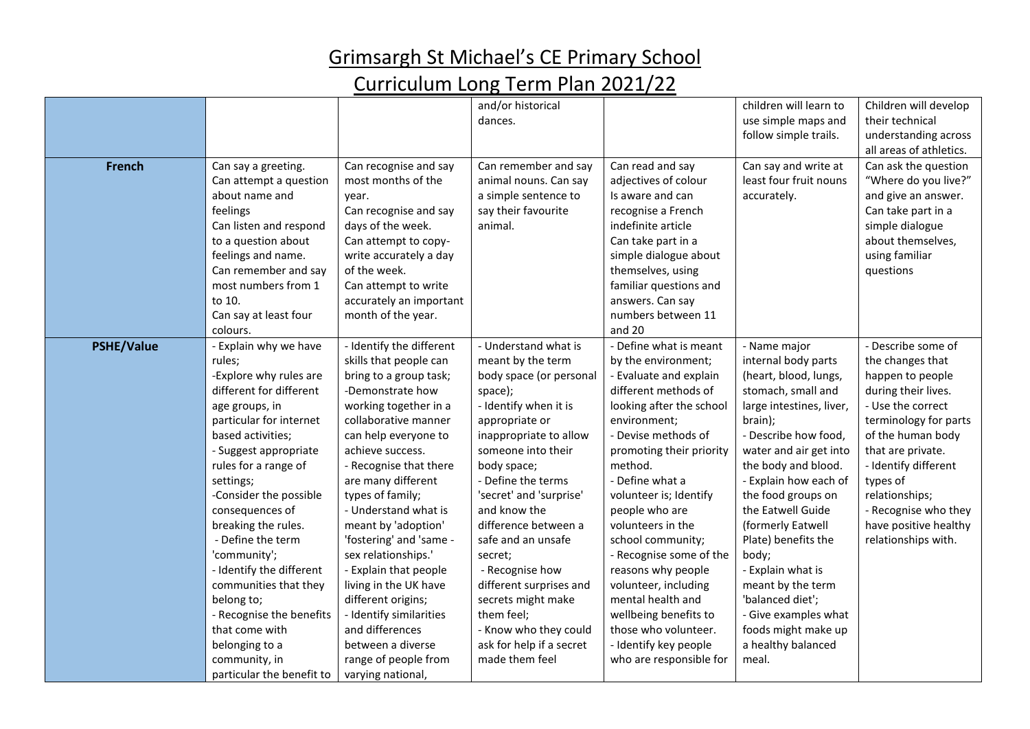# Grimsargh St Michael's CE Primary School

# Curriculum Long Term Plan 2021/22

| | | | | | | |
|---|---|---|---|---|---|---|
| | | | and/or historical dances. | | children will learn to use simple maps and follow simple trails. | Children will develop their technical understanding across all areas of athletics. |
| **French** | Can say a greeting.<br>Can attempt a question about name and feelings<br>Can listen and respond to a question about feelings and name.<br>Can remember and say most numbers from 1 to 10.<br>Can say at least four colours. | Can recognise and say most months of the year.<br>Can recognise and say days of the week.<br>Can attempt to copy-write accurately a day of the week.<br>Can attempt to write accurately an important month of the year. | Can remember and say animal nouns. Can say a simple sentence to say their favourite animal. | Can read and say adjectives of colour<br>Is aware and can recognise a French indefinite article<br>Can take part in a simple dialogue about themselves, using familiar questions and answers. Can say numbers between 11 and 20 | Can say and write at least four fruit nouns accurately. | Can ask the question "Where do you live?" and give an answer. Can take part in a simple dialogue about themselves, using familiar questions |
| **PSHE/Value** | - Explain why we have rules;<br>-Explore why rules are different for different age groups, in particular for internet based activities;<br>- Suggest appropriate rules for a range of settings;<br>-Consider the possible consequences of breaking the rules.<br>- Define the term 'community';<br>- Identify the different communities that they belong to;<br>- Recognise the benefits that come with belonging to a community, in particular the benefit to | - Identify the different skills that people can bring to a group task;<br>-Demonstrate how working together in a collaborative manner can help everyone to achieve success.<br>- Recognise that there are many different types of family;<br>- Understand what is meant by 'adoption' 'fostering' and 'same - sex relationships.'<br>- Explain that people living in the UK have different origins;<br>- Identify similarities and differences between a diverse range of people from varying national, | - Understand what is meant by the term body space (or personal space);<br>- Identify when it is appropriate or inappropriate to allow someone into their body space;<br>- Define the terms 'secret' and 'surprise' and know the difference between a safe and an unsafe secret;<br>- Recognise how different surprises and secrets might make them feel;<br>- Know who they could ask for help if a secret made them feel | - Define what is meant by the environment;<br>- Evaluate and explain different methods of looking after the school environment;<br>- Devise methods of promoting their priority method.<br>- Define what a volunteer is; Identify people who are volunteers in the school community;<br>- Recognise some of the reasons why people volunteer, including mental health and wellbeing benefits to those who volunteer.<br>- Identify key people who are responsible for | - Name major internal body parts (heart, blood, lungs, stomach, small and large intestines, liver, brain);<br>- Describe how food, water and air get into the body and blood.<br>- Explain how each of the food groups on the Eatwell Guide (formerly Eatwell Plate) benefits the body;<br>- Explain what is meant by the term 'balanced diet';<br>- Give examples what foods might make up a healthy balanced meal. | - Describe some of the changes that happen to people during their lives.<br>- Use the correct terminology for parts of the human body that are private.<br>- Identify different types of relationships;<br>- Recognise who they have positive healthy relationships with. |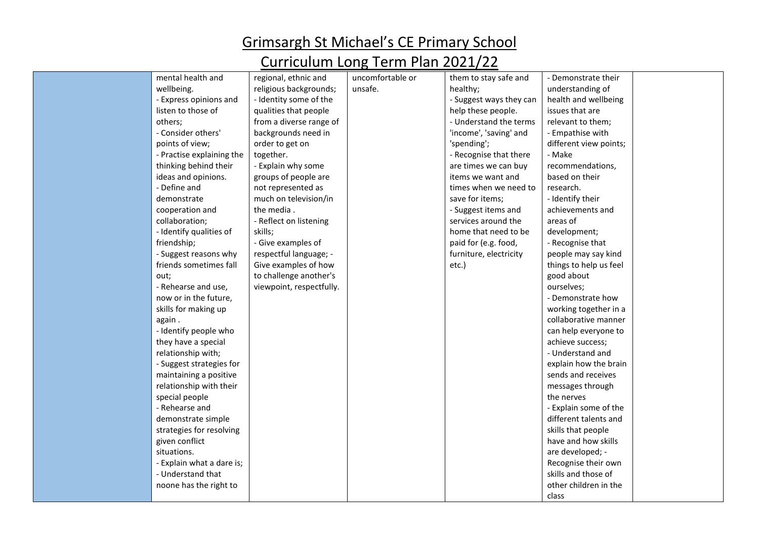# Grimsargh St Michael's CE Primary School

## Curriculum Long Term Plan 2021/22

| | | | | | | |
|---|---|---|---|---|---|---|
| | mental health and wellbeing.<br>- Express opinions and listen to those of others;<br>- Consider others' points of view;<br>- Practise explaining the thinking behind their ideas and opinions.<br>- Define and demonstrate cooperation and collaboration;<br>- Identify qualities of friendship;<br>- Suggest reasons why friends sometimes fall out;<br>- Rehearse and use, now or in the future, skills for making up again .<br>- Identify people who they have a special relationship with;<br>- Suggest strategies for maintaining a positive relationship with their special people<br>- Rehearse and demonstrate simple strategies for resolving given conflict situations.<br>- Explain what a dare is;<br>- Understand that noone has the right to | regional, ethnic and religious backgrounds;<br>- Identity some of the qualities that people from a diverse range of backgrounds need in order to get on together.<br>- Explain why some groups of people are not represented as much on television/in the media .<br>- Reflect on listening skills;<br>- Give examples of respectful language; - Give examples of how to challenge another's viewpoint, respectfully. | uncomfortable or unsafe. | them to stay safe and healthy;<br>- Suggest ways they can help these people.<br>- Understand the terms 'income', 'saving' and 'spending';<br>- Recognise that there are times we can buy items we want and times when we need to save for items;<br>- Suggest items and services around the home that need to be paid for (e.g. food, furniture, electricity etc.) | - Demonstrate their understanding of health and wellbeing issues that are relevant to them;<br>- Empathise with different view points;<br>- Make recommendations, based on their research.<br>- Identify their achievements and areas of development;<br>- Recognise that people may say kind things to help us feel good about ourselves;<br>- Demonstrate how working together in a collaborative manner can help everyone to achieve success;<br>- Understand and explain how the brain sends and receives messages through the nerves<br>- Explain some of the different talents and skills that people have and how skills are developed; - Recognise their own skills and those of other children in the class | |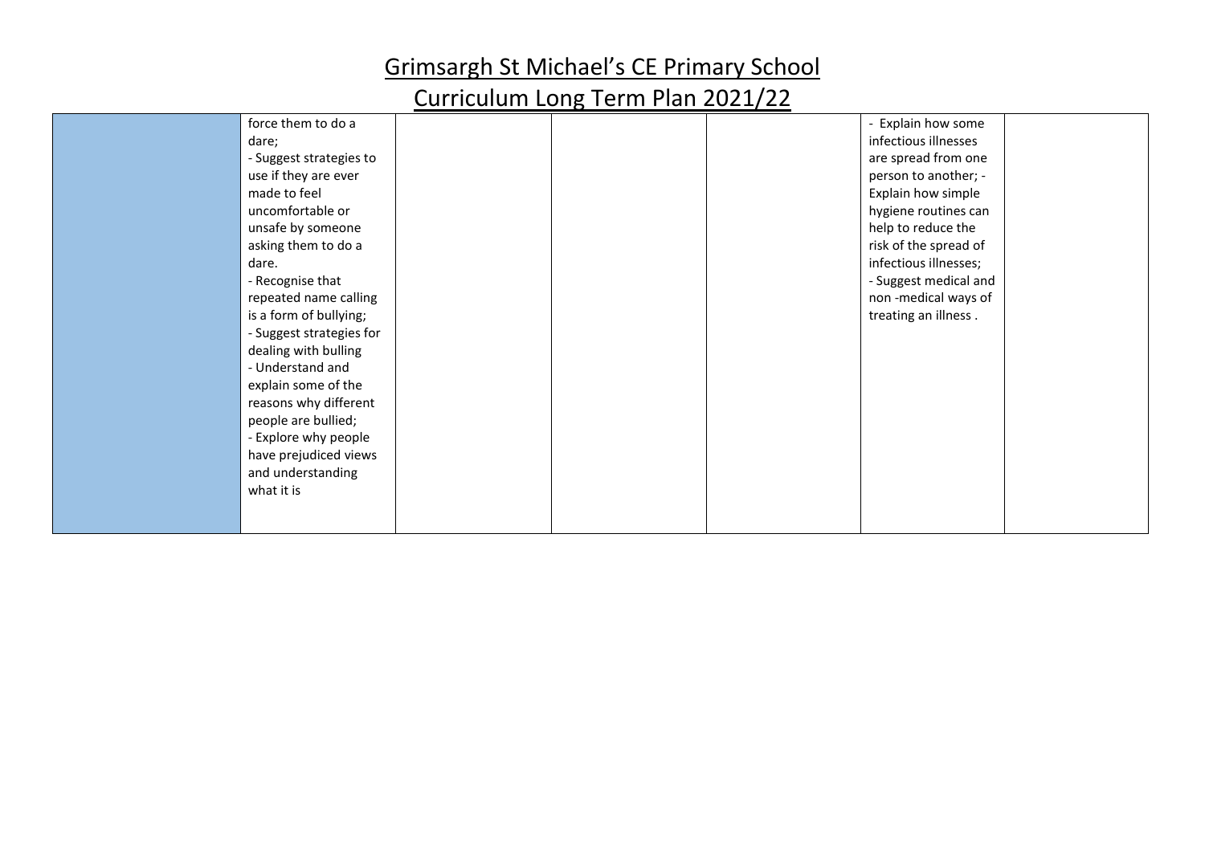# Grimsargh St Michael's CE Primary School

## Curriculum Long Term Plan 2021/22

| | | | | | | |
|---|---|---|---|---|---|---|
| | force them to do a dare;<br>- Suggest strategies to use if they are ever made to feel uncomfortable or unsafe by someone asking them to do a dare.<br>- Recognise that repeated name calling is a form of bullying;<br>- Suggest strategies for dealing with bulling<br>- Understand and explain some of the reasons why different people are bullied;<br>- Explore why people have prejudiced views and understanding what it is | | | | - Explain how some infectious illnesses are spread from one person to another; - Explain how simple hygiene routines can help to reduce the risk of the spread of infectious illnesses;<br>- Suggest medical and non -medical ways of treating an illness . | |